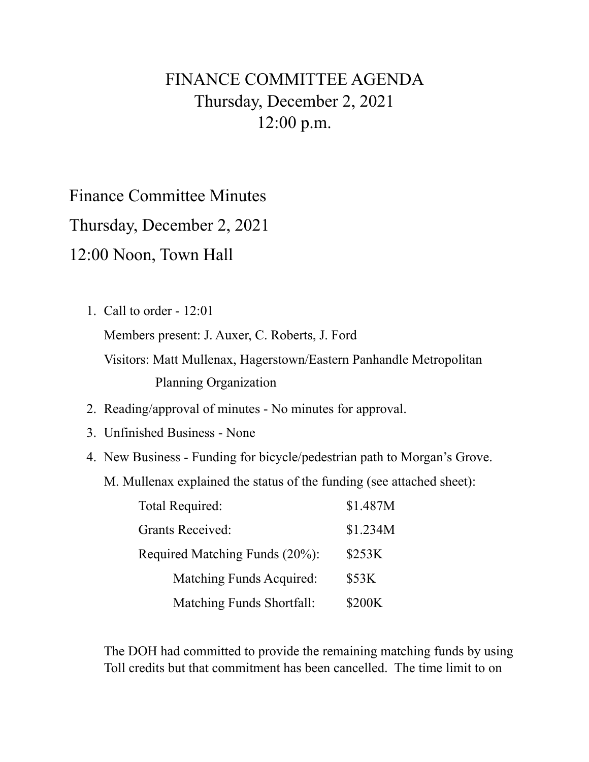# FINANCE COMMITTEE AGENDA
## Thursday, December 2, 2021
## 12:00 p.m.

Finance Committee Minutes

Thursday, December 2, 2021

12:00 Noon, Town Hall

1. Call to order - 12:01

   Members present: J. Auxer, C. Roberts, J. Ford

   Visitors: Matt Mullenax, Hagerstown/Eastern Panhandle Metropolitan Planning Organization

2. Reading/approval of minutes - No minutes for approval.
3. Unfinished Business - None
4. New Business - Funding for bicycle/pedestrian path to Morgan's Grove.

   M. Mullenax explained the status of the funding (see attached sheet):

   | | |
   |---|---|
   | Total Required: | $1.487M |
   | Grants Received: | $1.234M |
   | Required Matching Funds (20%): | $253K |
   | Matching Funds Acquired: | $53K |
   | Matching Funds Shortfall: | $200K |

   The DOH had committed to provide the remaining matching funds by using Toll credits but that commitment has been cancelled. The time limit to on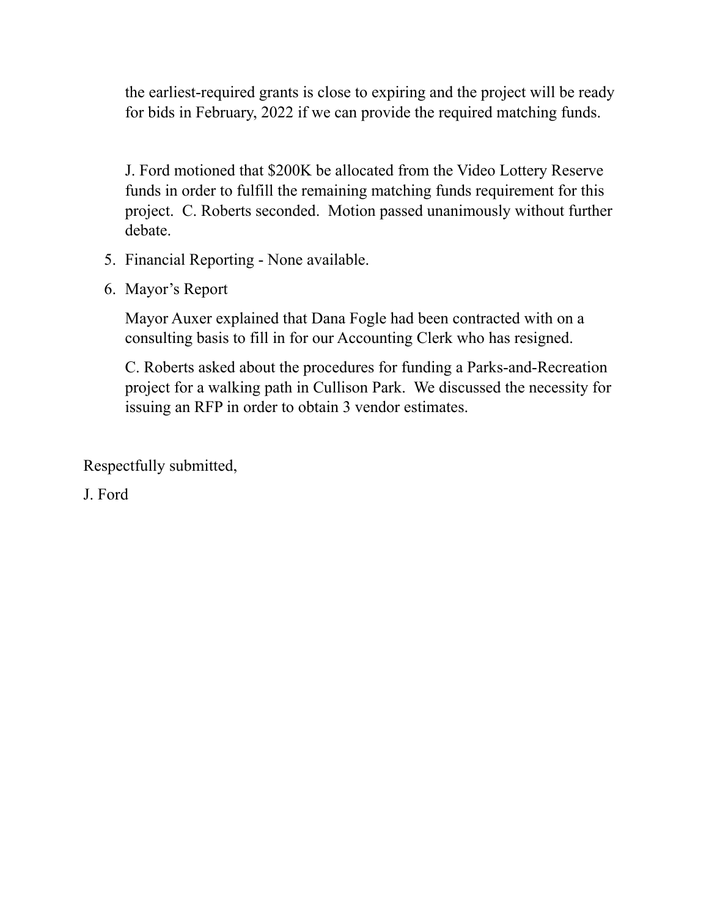the earliest-required grants is close to expiring and the project will be ready for bids in February, 2022 if we can provide the required matching funds.

J. Ford motioned that $200K be allocated from the Video Lottery Reserve funds in order to fulfill the remaining matching funds requirement for this project. C. Roberts seconded. Motion passed unanimously without further debate.

5. Financial Reporting - None available.
6. Mayor's Report

   Mayor Auxer explained that Dana Fogle had been contracted with on a consulting basis to fill in for our Accounting Clerk who has resigned.

   C. Roberts asked about the procedures for funding a Parks-and-Recreation project for a walking path in Cullison Park. We discussed the necessity for issuing an RFP in order to obtain 3 vendor estimates.

Respectfully submitted,

J. Ford